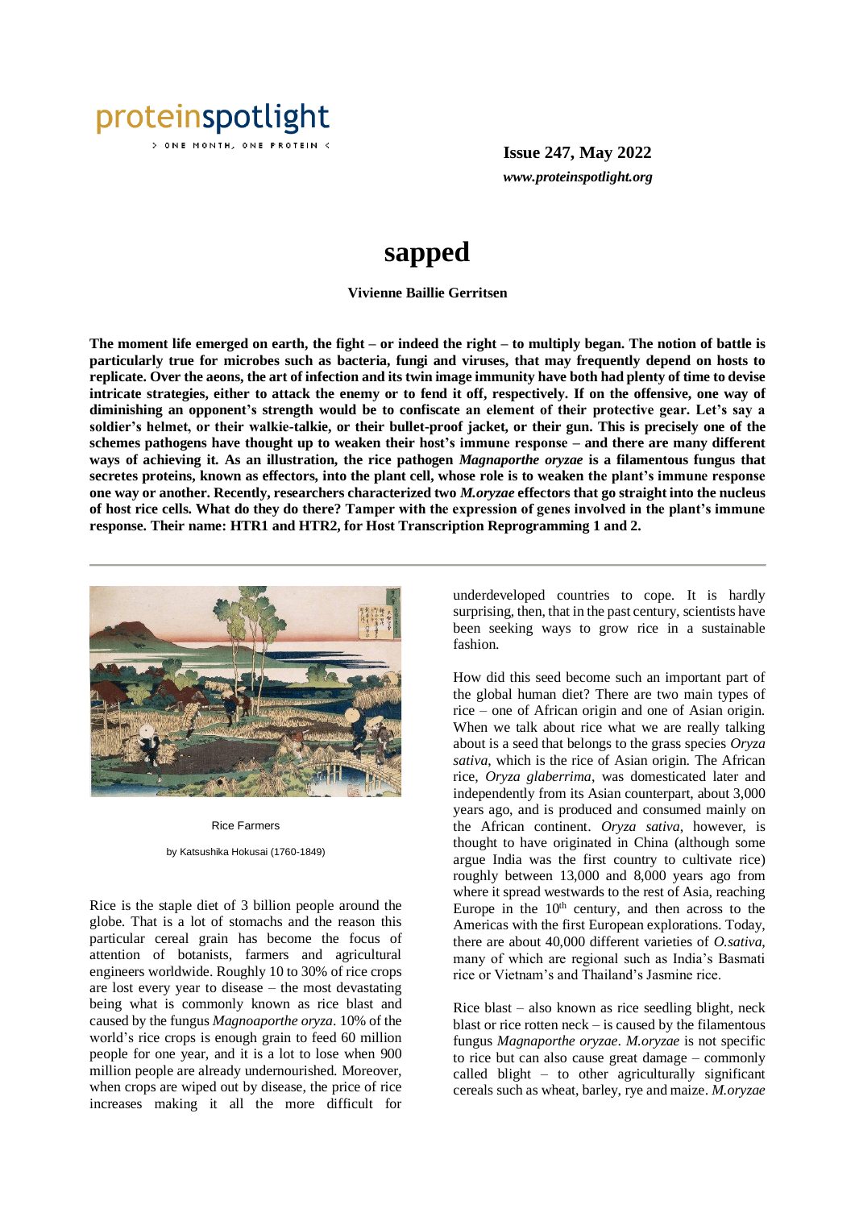**Issue 247, May 2022**

***www.proteinspotlight.org***

# sapped

**Vivienne Baillie Gerritsen**

**The moment life emerged on earth, the fight – or indeed the right – to multiply began. The notion of battle is particularly true for microbes such as bacteria, fungi and viruses, that may frequently depend on hosts to replicate. Over the aeons, the art of infection and its twin image immunity have both had plenty of time to devise intricate strategies, either to attack the enemy or to fend it off, respectively. If on the offensive, one way of diminishing an opponent's strength would be to confiscate an element of their protective gear. Let's say a soldier's helmet, or their walkie-talkie, or their bullet-proof jacket, or their gun. This is precisely one of the schemes pathogens have thought up to weaken their host's immune response – and there are many different ways of achieving it. As an illustration, the rice pathogen *Magnaporthe oryzae* is a filamentous fungus that secretes proteins, known as effectors, into the plant cell, whose role is to weaken the plant's immune response one way or another. Recently, researchers characterized two *M.oryzae* effectors that go straight into the nucleus of host rice cells. What do they do there? Tamper with the expression of genes involved in the plant's immune response. Their name: HTR1 and HTR2, for Host Transcription Reprogramming 1 and 2.**

Rice Farmers

by Katsushika Hokusai (1760-1849)

Rice is the staple diet of 3 billion people around the globe. That is a lot of stomachs and the reason this particular cereal grain has become the focus of attention of botanists, farmers and agricultural engineers worldwide. Roughly 10 to 30% of rice crops are lost every year to disease – the most devastating being what is commonly known as rice blast and caused by the fungus *Magnoaporthe oryza*. 10% of the world's rice crops is enough grain to feed 60 million people for one year, and it is a lot to lose when 900 million people are already undernourished. Moreover, when crops are wiped out by disease, the price of rice increases making it all the more difficult for underdeveloped countries to cope. It is hardly surprising, then, that in the past century, scientists have been seeking ways to grow rice in a sustainable fashion.

How did this seed become such an important part of the global human diet? There are two main types of rice – one of African origin and one of Asian origin. When we talk about rice what we are really talking about is a seed that belongs to the grass species *Oryza sativa*, which is the rice of Asian origin. The African rice, *Oryza glaberrima*, was domesticated later and independently from its Asian counterpart, about 3,000 years ago, and is produced and consumed mainly on the African continent. *Oryza sativa*, however, is thought to have originated in China (although some argue India was the first country to cultivate rice) roughly between 13,000 and 8,000 years ago from where it spread westwards to the rest of Asia, reaching Europe in the 10th century, and then across to the Americas with the first European explorations. Today, there are about 40,000 different varieties of *O.sativa*, many of which are regional such as India's Basmati rice or Vietnam's and Thailand's Jasmine rice.

Rice blast – also known as rice seedling blight, neck blast or rice rotten neck – is caused by the filamentous fungus *Magnaporthe oryzae*. *M.oryzae* is not specific to rice but can also cause great damage – commonly called blight – to other agriculturally significant cereals such as wheat, barley, rye and maize. *M.oryzae*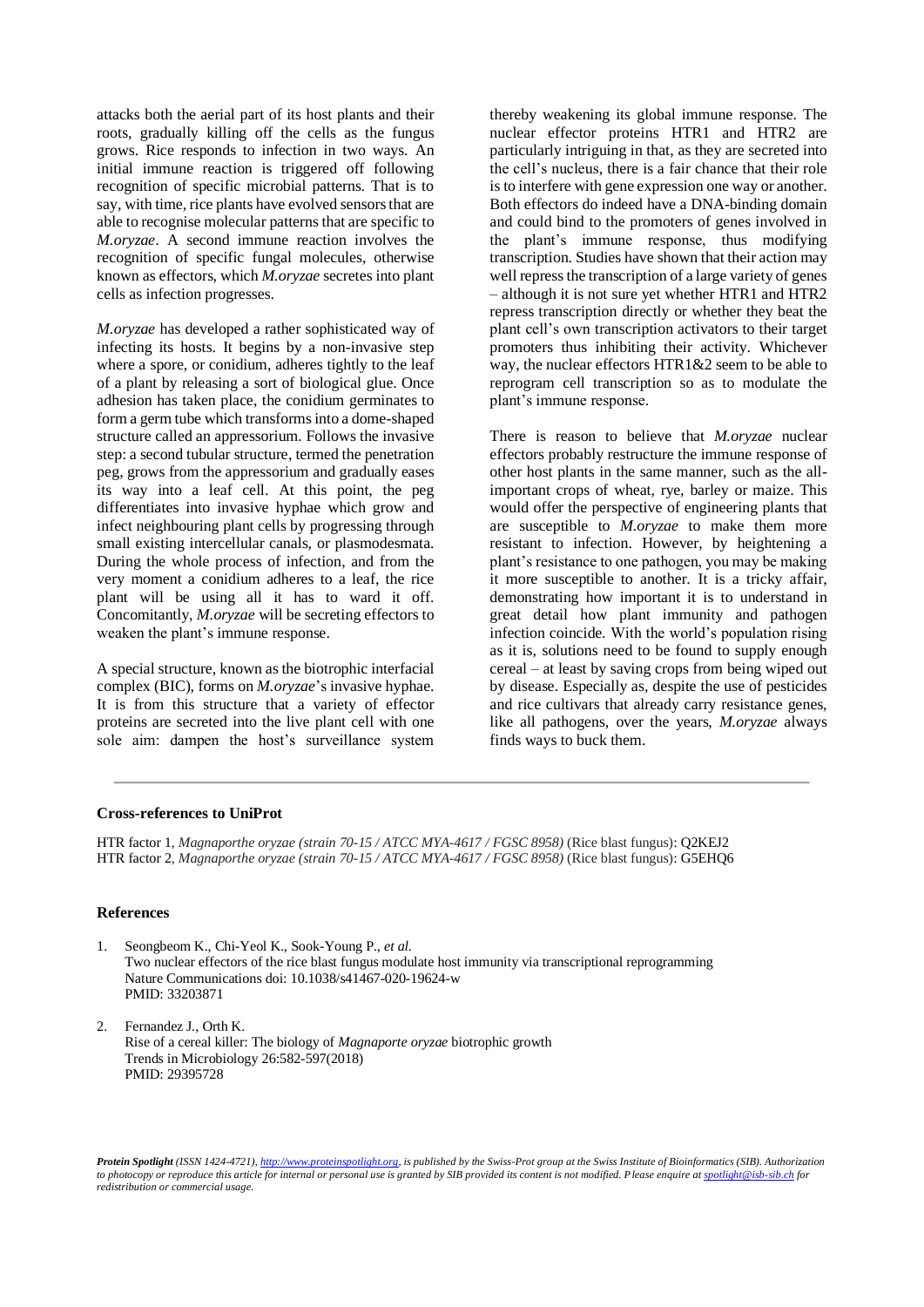attacks both the aerial part of its host plants and their roots, gradually killing off the cells as the fungus grows. Rice responds to infection in two ways. An initial immune reaction is triggered off following recognition of specific microbial patterns. That is to say, with time, rice plants have evolved sensors that are able to recognise molecular patterns that are specific to *M.oryzae*. A second immune reaction involves the recognition of specific fungal molecules, otherwise known as effectors, which *M.oryzae* secretes into plant cells as infection progresses.

*M.oryzae* has developed a rather sophisticated way of infecting its hosts. It begins by a non-invasive step where a spore, or conidium, adheres tightly to the leaf of a plant by releasing a sort of biological glue. Once adhesion has taken place, the conidium germinates to form a germ tube which transforms into a dome-shaped structure called an appressorium. Follows the invasive step: a second tubular structure, termed the penetration peg, grows from the appressorium and gradually eases its way into a leaf cell. At this point, the peg differentiates into invasive hyphae which grow and infect neighbouring plant cells by progressing through small existing intercellular canals, or plasmodesmata. During the whole process of infection, and from the very moment a conidium adheres to a leaf, the rice plant will be using all it has to ward it off. Concomitantly, *M.oryzae* will be secreting effectors to weaken the plant's immune response.

A special structure, known as the biotrophic interfacial complex (BIC), forms on *M.oryzae*'s invasive hyphae. It is from this structure that a variety of effector proteins are secreted into the live plant cell with one sole aim: dampen the host's surveillance system thereby weakening its global immune response. The nuclear effector proteins HTR1 and HTR2 are particularly intriguing in that, as they are secreted into the cell's nucleus, there is a fair chance that their role is to interfere with gene expression one way or another. Both effectors do indeed have a DNA-binding domain and could bind to the promoters of genes involved in the plant's immune response, thus modifying transcription. Studies have shown that their action may well repress the transcription of a large variety of genes – although it is not sure yet whether HTR1 and HTR2 repress transcription directly or whether they beat the plant cell's own transcription activators to their target promoters thus inhibiting their activity. Whichever way, the nuclear effectors HTR1&2 seem to be able to reprogram cell transcription so as to modulate the plant's immune response.

There is reason to believe that *M.oryzae* nuclear effectors probably restructure the immune response of other host plants in the same manner, such as the all-important crops of wheat, rye, barley or maize. This would offer the perspective of engineering plants that are susceptible to *M.oryzae* to make them more resistant to infection. However, by heightening a plant's resistance to one pathogen, you may be making it more susceptible to another. It is a tricky affair, demonstrating how important it is to understand in great detail how plant immunity and pathogen infection coincide. With the world's population rising as it is, solutions need to be found to supply enough cereal – at least by saving crops from being wiped out by disease. Especially as, despite the use of pesticides and rice cultivars that already carry resistance genes, like all pathogens, over the years, *M.oryzae* always finds ways to buck them.

---

#### Cross-references to UniProt

HTR factor 1, *Magnaporthe oryzae (strain 70-15 / ATCC MYA-4617 / FGSC 8958)* (Rice blast fungus): Q2KEJ2
HTR factor 2, *Magnaporthe oryzae (strain 70-15 / ATCC MYA-4617 / FGSC 8958)* (Rice blast fungus): G5EHQ6

#### References

1. Seongbeom K., Chi-Yeol K., Sook-Young P., *et al.*
   Two nuclear effectors of the rice blast fungus modulate host immunity via transcriptional reprogramming
   Nature Communications doi: 10.1038/s41467-020-19624-w
   PMID: 33203871

2. Fernandez J., Orth K.
   Rise of a cereal killer: The biology of *Magnaporte oryzae* biotrophic growth
   Trends in Microbiology 26:582-597(2018)
   PMID: 29395728

***Protein Spotlight*** *(ISSN 1424-4721), http://www.proteinspotlight.org, is published by the Swiss-Prot group at the Swiss Institute of Bioinformatics (SIB). Authorization to photocopy or reproduce this article for internal or personal use is granted by SIB provided its content is not modified. Please enquire at spotlight@isb-sib.ch for redistribution or commercial usage.*